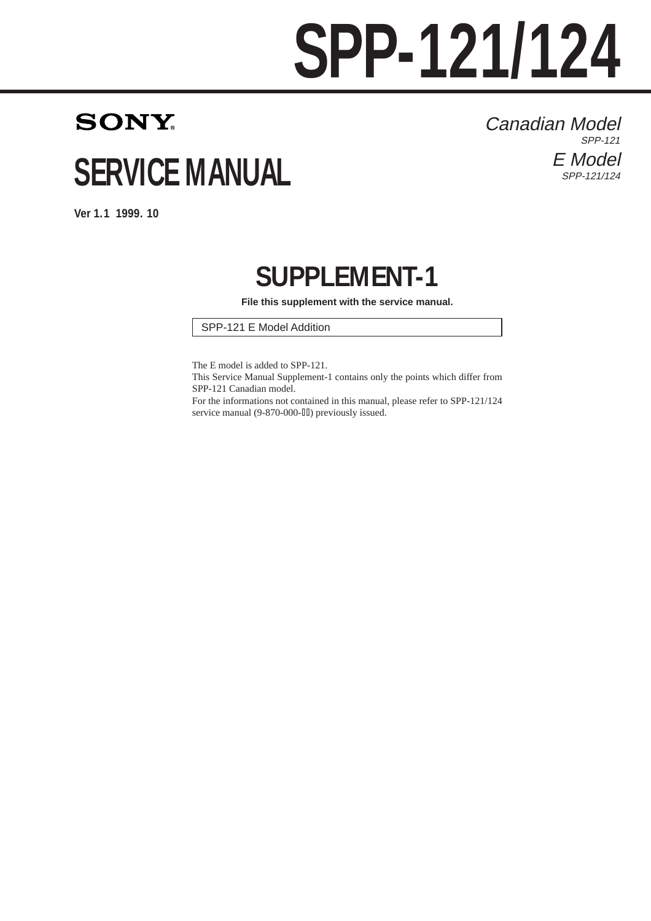# SPP-121/124

SONY

# SERVICE MANUAL

Ver 1.1 1999. 10

*Canadian Model*
*SPP-121*

*E Model*
*SPP-121/124*

## SUPPLEMENT-1

**File this supplement with the service manual.**

SPP-121 E Model Addition

The E model is added to SPP-121.
This Service Manual Supplement-1 contains only the points which differ from SPP-121 Canadian model.
For the informations not contained in this manual, please refer to SPP-121/124 service manual (9-870-000-□□) previously issued.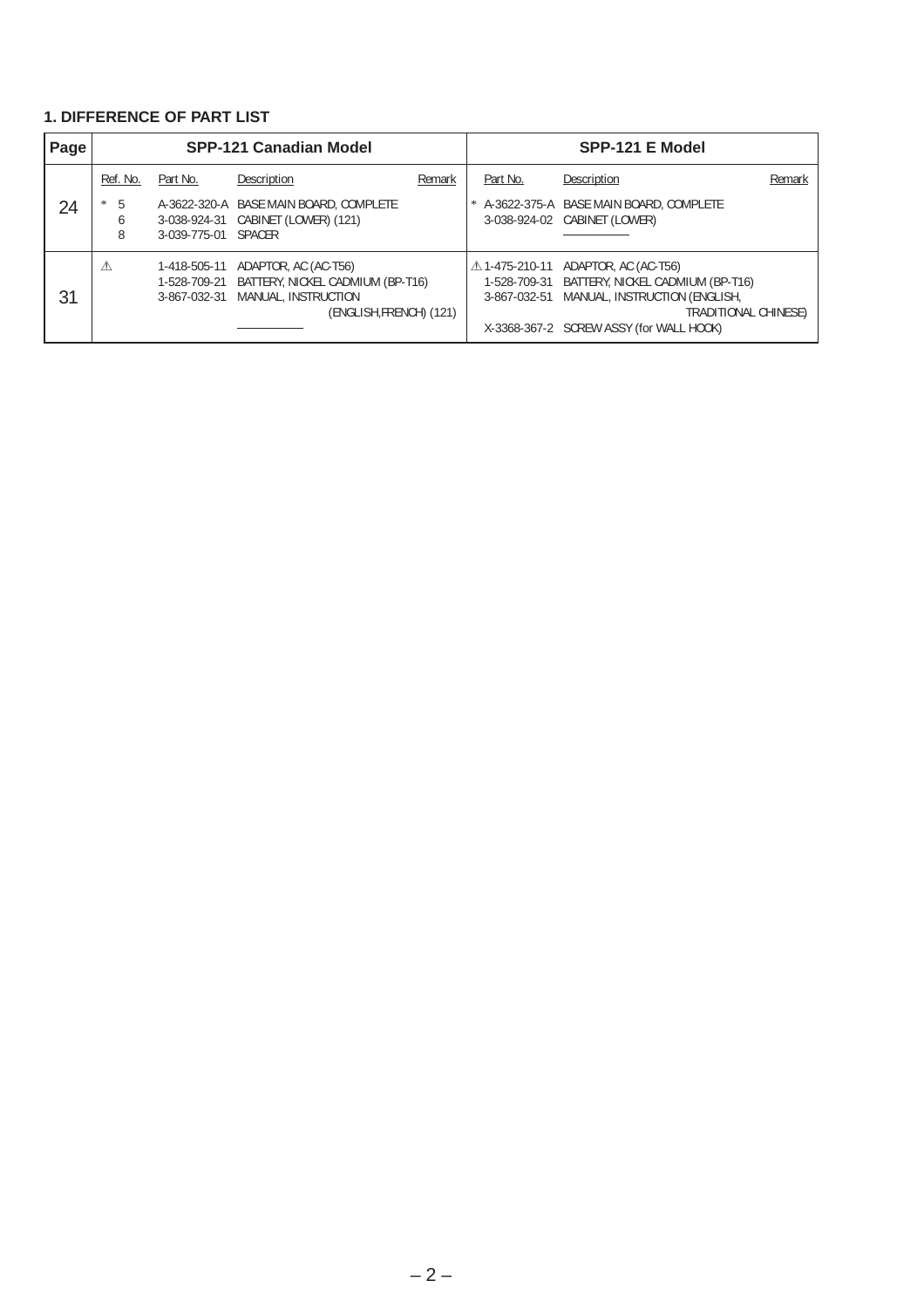## 1. DIFFERENCE OF PART LIST

| Page | SPP-121 Canadian Model | | | | SPP-121 E Model | | |
|---|---|---|---|---|---|---|---|
| | Ref. No. | Part No. | Description | Remark | Part No. | Description | Remark |
| 24 | * 5 | A-3622-320-A | BASE MAIN BOARD, COMPLETE | | * A-3622-375-A | BASE MAIN BOARD, COMPLETE | |
| | 6 | 3-038-924-31 | CABINET (LOWER) (121) | | 3-038-924-02 | CABINET (LOWER) | |
| | 8 | 3-039-775-01 | SPACER | | | | |
| 31 | ⚠ | 1-418-505-11 | ADAPTOR, AC (AC-T56) | | ⚠ 1-475-210-11 | ADAPTOR, AC (AC-T56) | |
| | | 1-528-709-21 | BATTERY, NICKEL CADMIUM (BP-T16) | | 1-528-709-31 | BATTERY, NICKEL CADMIUM (BP-T16) | |
| | | 3-867-032-31 | MANUAL, INSTRUCTION (ENGLISH,FRENCH) (121) | | 3-867-032-51 | MANUAL, INSTRUCTION (ENGLISH, TRADITIONAL CHINESE) | |
| | | | | | X-3368-367-2 | SCREW ASSY (for WALL HOOK) | |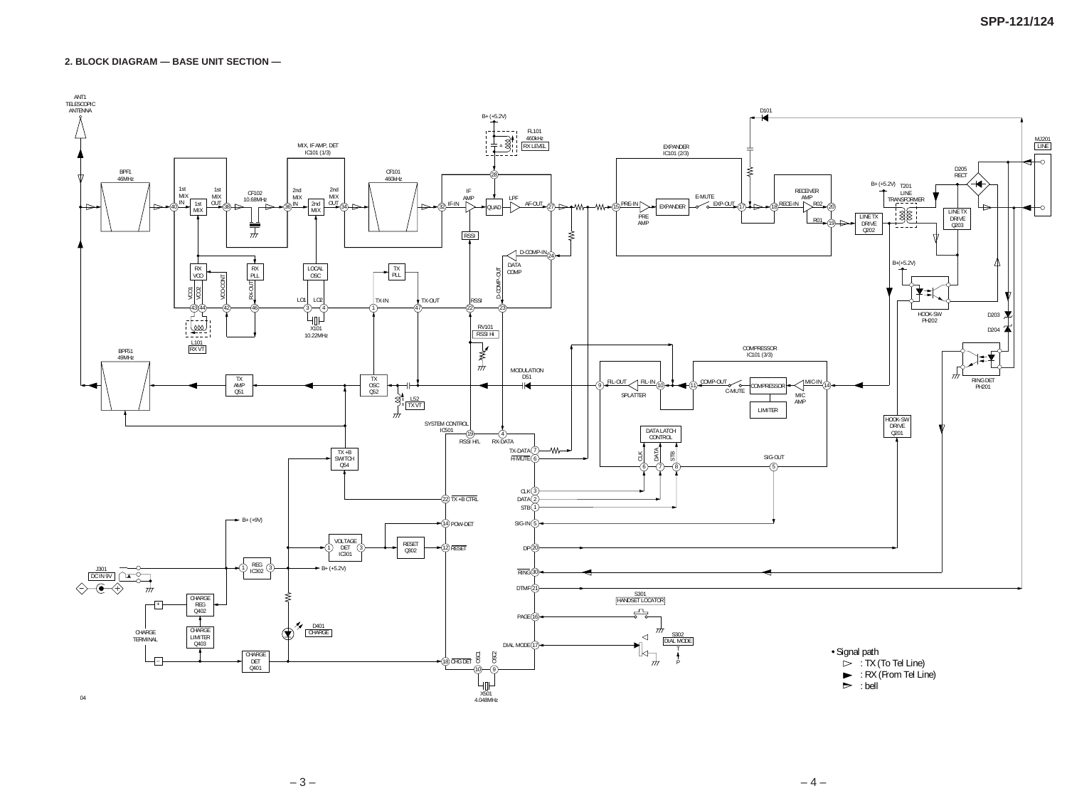## 2. BLOCK DIAGRAM — BASE UNIT SECTION —

ANT1 TELESCOPIC ANTENNA

BPF1 46MHz

1st MIX IN 40 — 1st MIX — 1st MIX OUT 38 — CF102 10.68MHz — 2nd MIX IN 36 — 2nd MIX — 2nd MIX OUT 34 — CF101 460kHz — IF-IN 32 — IF AMP — QUAD — LPF — AF-OUT 27

MIX, IF AMP, DET IC101 (1/3)

B+ (+5.2V)

FL101 460kHz RX LEVEL

RSSI

D-COMP-IN 24 — DATA COMP

RX VCO — RX PLL — LOCAL OSC — TX PLL

VCO1 43, VCO2 44, VCO-CONT 42, RX-OUT 46, LO1 3, LO2 4, TX-IN 1, TX-OUT 47, RSSI 22, D-COMP-OUT 23

L101 RX VT

X101 10.22MHz

RV101 RSSI Hi

BPF51 49MHz

TX AMP Q51 — TX OSC Q52

L52 TX VT

MODULATION D51

EXPANDER IC101 (2/3): PRE-IN 15 — PRE AMP — EXPANDER — E-MUTE — EXP-OUT 17 — RECE-IN 18 — RECEIVER AMP — RO2 20, RO1 19

D101

D205 RECT

MJ201 LINE

T201 LINE TRANSFORMER

B+ (+5.2V)

LINE TX DRIVE Q202

LINE TX DRIVE Q203

B+(+5.2V)

HOOK-SW PH202

D203

D204

COMPRESSOR IC101 (3/3): FIL-OUT 9 — FIL-IN 10 — SPLATTER — COMP-OUT 11 — C-MUTE — COMPRESSOR — MIC-IN 14 — MIC AMP — LIMITER

RING DET PH201

HOOK-SW DRIVE Q201

DATA LATCH CONTROL: CLK 6, DATA 7, STB 8, SIG-OUT 5

SYSTEM CONTROL IC501: RSSI H/L 19, RX-DATA 4, TX-DATA 7, H-MUTE 6, CLK 3, DATA 2, STB 1, SIG-IN 5, DP 20, RING 30, DTMF 21, PAGE 16, DIAL MODE 17, CHG DET 18, OSC1 10, OSC2 9, TX +B CTRL 22, POW-DET 14, RESET 12

TX +B SWITCH Q54

B+ (+9V)

VOLTAGE DET IC301 (1, 3)

RESET Q302

REG IC302 (1, 3) — B+ (+5.2V)

J301 DC IN 9V

CHARGE REG Q402

CHARGE LIMITER Q403

CHARGE DET Q401

CHARGE TERMINAL (+, −)

D401 CHARGE

S301 HANDSET LOCATOR

S302 DIAL MODE (T, P)

X501 4.048MHz

- Signal path
  - ▷ : TX (To Tel Line)
  - ► : RX (From Tel Line)
  - ▻ : bell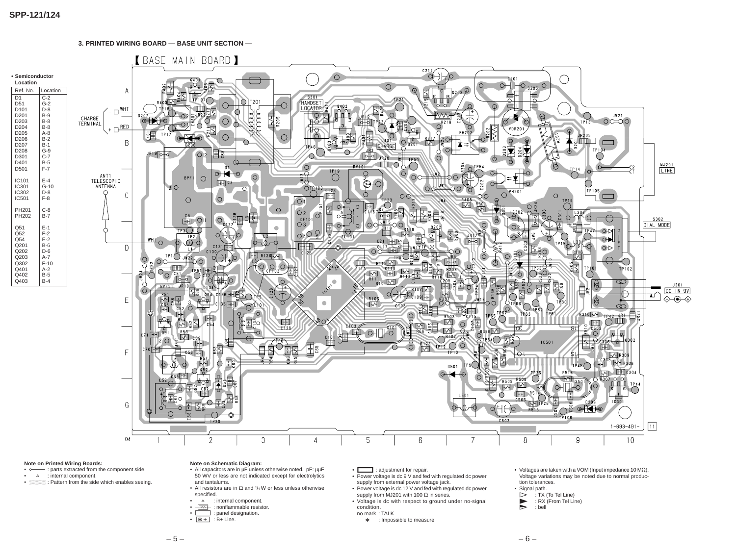### 3. PRINTED WIRING BOARD — BASE UNIT SECTION —

【BASE MAIN BOARD】

• **Semiconductor Location**

| Ref. No. | Location |
|---|---|
| D1 | C-2 |
| D51 | G-2 |
| D101 | D-8 |
| D201 | B-9 |
| D203 | B-8 |
| D204 | B-8 |
| D205 | A-8 |
| D206 | B-2 |
| D207 | B-1 |
| D208 | G-9 |
| D301 | C-7 |
| D401 | B-5 |
| D501 | F-7 |
| | |
| IC101 | E-4 |
| IC301 | G-10 |
| IC302 | D-8 |
| IC501 | F-8 |
| | |
| PH201 | C-8 |
| PH202 | B-7 |
| | |
| Q51 | E-1 |
| Q52 | F-2 |
| Q54 | E-2 |
| Q201 | B-6 |
| Q202 | D-6 |
| Q203 | A-7 |
| Q302 | F-10 |
| Q401 | A-2 |
| Q402 | B-5 |
| Q403 | B-4 |

**Note on Printed Wiring Boards:**

- ○—— : parts extracted from the component side.
- △ : internal component.
- ░░ : Pattern from the side which enables seeing.

**Note on Schematic Diagram:**

- All capacitors are in μF unless otherwise noted. pF: μμF 50 WV or less are not indicated except for electrolytics and tantalums.
- All resistors are in Ω and 1/4 W or less unless otherwise specified.
- △ : internal component.
- ⊡ : nonflammable resistor.
- ▭ : panel designation.
- **B+** : B+ Line.
- ▭ : adjustment for repair.
- Power voltage is dc 9 V and fed with regulated dc power supply from external power voltage jack.
- Power voltage is dc 12 V and fed with regulated dc power supply from MJ201 with 100 Ω in series.
- Voltage is dc with respect to ground under no-signal condition.
  no mark : TALK
  * : Impossible to measure
- Voltages are taken with a VOM (Input impedance 10 MΩ). Voltage variations may be noted due to normal production tolerances.
- Signal path.
  ▷ : TX (To Tel Line)
  ▶ : RX (From Tel Line)
  ⊳ : bell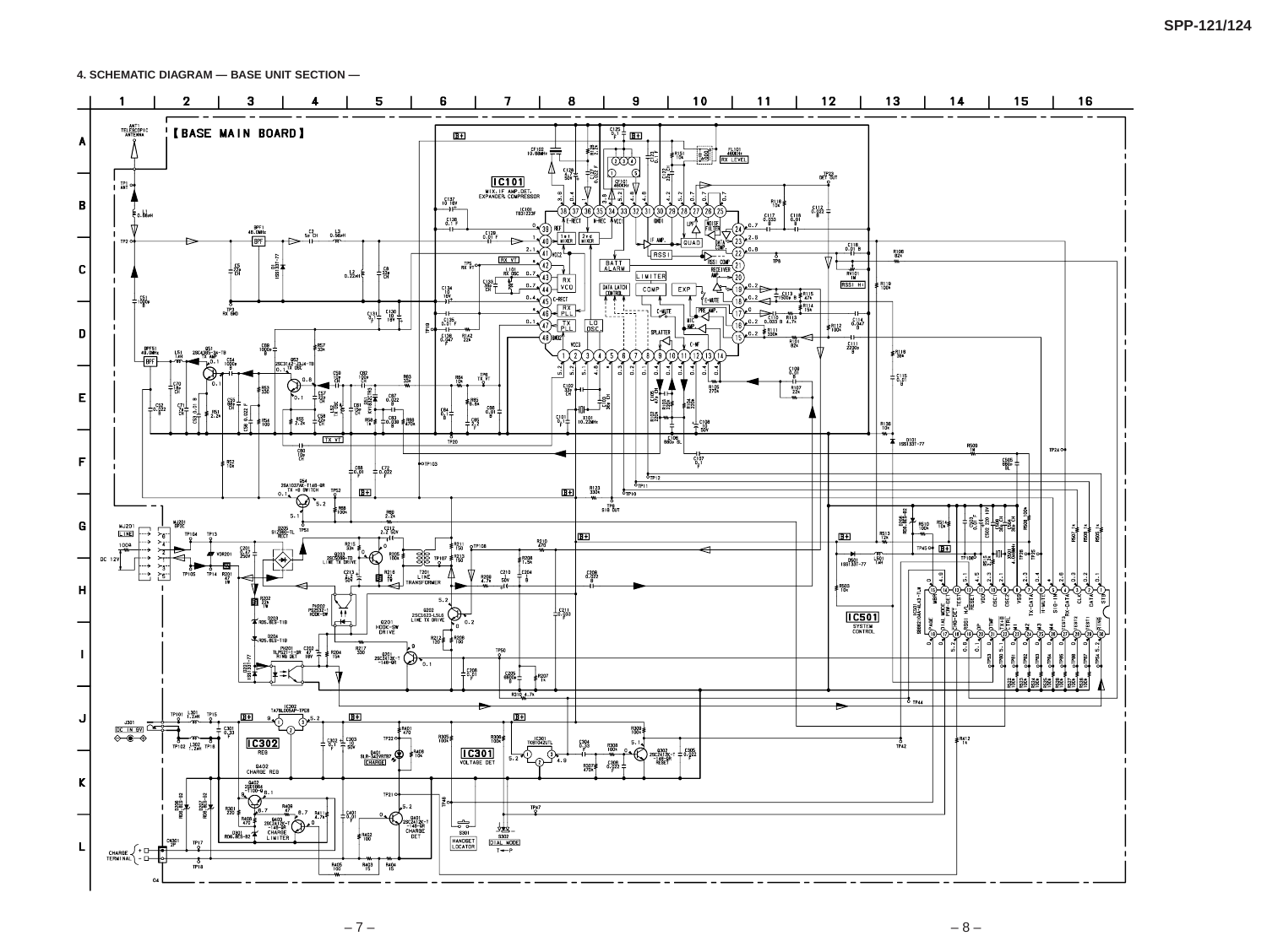## 4. SCHEMATIC DIAGRAM — BASE UNIT SECTION —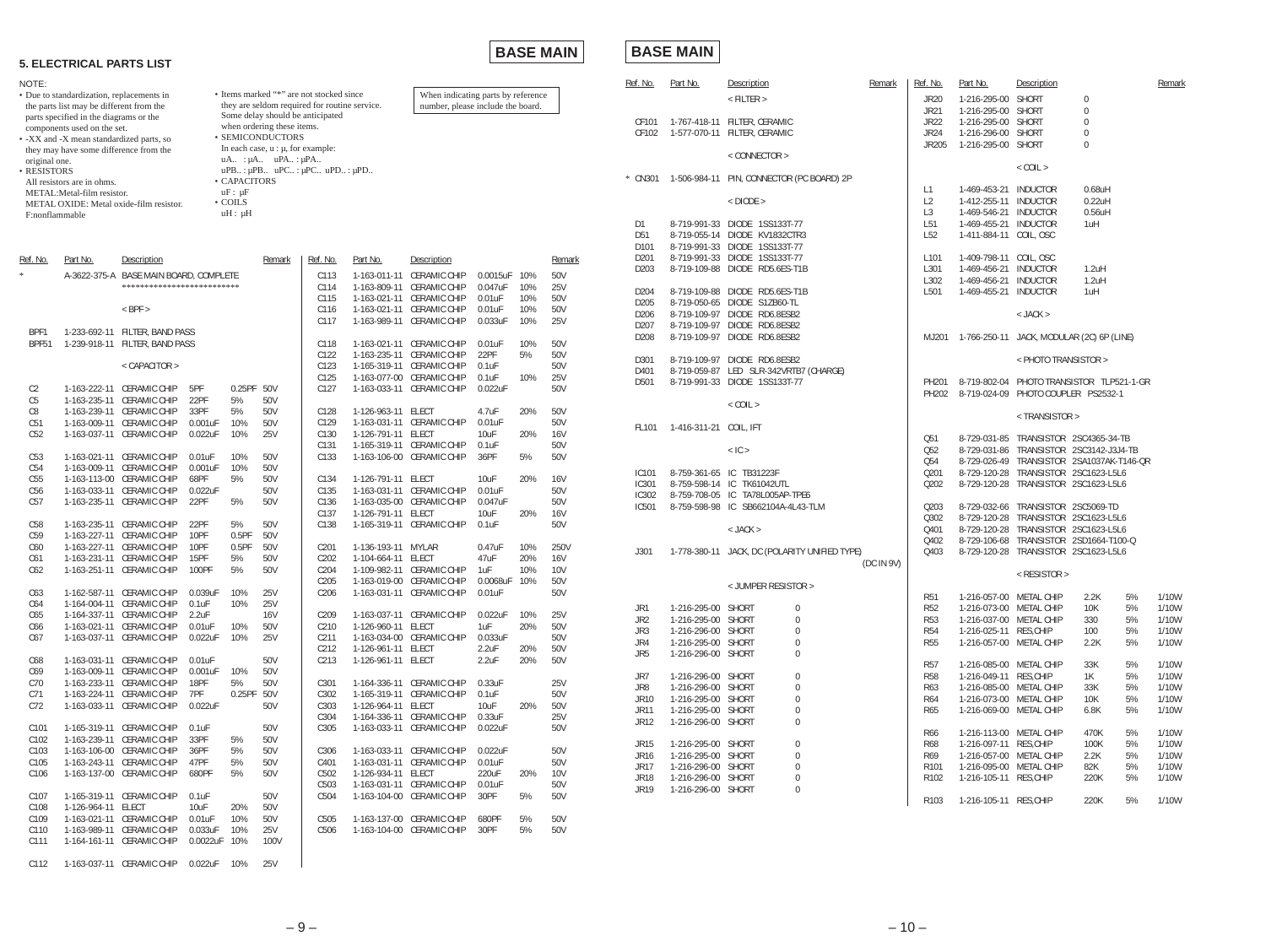## 5. ELECTRICAL PARTS LIST

**BASE MAIN**

NOTE:

- Due to standardization, replacements in the parts list may be different from the parts specified in the diagrams or the components used on the set.
- -XX and -X mean standardized parts, so they may have some difference from the original one.
- RESISTORS
  All resistors are in ohms.
  METAL:Metal-film resistor.
  METAL OXIDE: Metal oxide-film resistor.
  F:nonflammable

- Items marked "*" are not stocked since they are seldom required for routine service. Some delay should be anticipated when ordering these items.
- SEMICONDUCTORS
  In each case, u : μ, for example:
  uA.. : μA.. uPA.. : μPA..
  uPB.. : μPB.. uPC.. : μPC.. uPD.. : μPD..
- CAPACITORS
  uF : μF
- COILS
  uH : μH

When indicating parts by reference number, please include the board.

| Ref. No. | Part No. | Description | | | | Remark |
|---|---|---|---|---|---|---|
| * | A-3622-375-A | BASE MAIN BOARD, COMPLETE | | | | |
| | | ************************ | | | | |
| | | < BPF > | | | | |
| BPF1 | 1-233-692-11 | FILTER, BAND PASS | | | | |
| BPF51 | 1-239-918-11 | FILTER, BAND PASS | | | | |
| | | < CAPACITOR > | | | | |
| C2 | 1-163-222-11 | CERAMIC CHIP | 5PF | 0.25PF | 50V | |
| C5 | 1-163-235-11 | CERAMIC CHIP | 22PF | 5% | 50V | |
| C8 | 1-163-239-11 | CERAMIC CHIP | 33PF | 5% | 50V | |
| C51 | 1-163-009-11 | CERAMIC CHIP | 0.001uF | 10% | 50V | |
| C52 | 1-163-037-11 | CERAMIC CHIP | 0.022uF | 10% | 25V | |
| C53 | 1-163-021-11 | CERAMIC CHIP | 0.01uF | 10% | 50V | |
| C54 | 1-163-009-11 | CERAMIC CHIP | 0.001uF | 10% | 50V | |
| C55 | 1-163-113-00 | CERAMIC CHIP | 68PF | 5% | 50V | |
| C56 | 1-163-033-11 | CERAMIC CHIP | 0.022uF | | 50V | |
| C57 | 1-163-235-11 | CERAMIC CHIP | 22PF | 5% | 50V | |
| C58 | 1-163-235-11 | CERAMIC CHIP | 22PF | 5% | 50V | |
| C59 | 1-163-227-11 | CERAMIC CHIP | 10PF | 0.5PF | 50V | |
| C60 | 1-163-227-11 | CERAMIC CHIP | 10PF | 0.5PF | 50V | |
| C61 | 1-163-231-11 | CERAMIC CHIP | 15PF | 5% | 50V | |
| C62 | 1-163-251-11 | CERAMIC CHIP | 100PF | 5% | 50V | |
| C63 | 1-162-587-11 | CERAMIC CHIP | 0.039uF | 10% | 25V | |
| C64 | 1-164-004-11 | CERAMIC CHIP | 0.1uF | 10% | 25V | |
| C65 | 1-164-337-11 | CERAMIC CHIP | 2.2uF | | 16V | |
| C66 | 1-163-021-11 | CERAMIC CHIP | 0.01uF | 10% | 50V | |
| C67 | 1-163-037-11 | CERAMIC CHIP | 0.022uF | 10% | 25V | |
| C68 | 1-163-031-11 | CERAMIC CHIP | 0.01uF | | 50V | |
| C69 | 1-163-009-11 | CERAMIC CHIP | 0.001uF | 10% | 50V | |
| C70 | 1-163-233-11 | CERAMIC CHIP | 18PF | 5% | 50V | |
| C71 | 1-163-224-11 | CERAMIC CHIP | 7PF | 0.25PF | 50V | |
| C72 | 1-163-033-11 | CERAMIC CHIP | 0.022uF | | 50V | |
| C101 | 1-165-319-11 | CERAMIC CHIP | 0.1uF | | 50V | |
| C102 | 1-163-239-11 | CERAMIC CHIP | 33PF | 5% | 50V | |
| C103 | 1-163-106-00 | CERAMIC CHIP | 36PF | 5% | 50V | |
| C105 | 1-163-243-11 | CERAMIC CHIP | 47PF | 5% | 50V | |
| C106 | 1-163-137-00 | CERAMIC CHIP | 680PF | 5% | 50V | |
| C107 | 1-165-319-11 | CERAMIC CHIP | 0.1uF | | 50V | |
| C108 | 1-126-964-11 | ELECT | 10uF | 20% | 50V | |
| C109 | 1-163-021-11 | CERAMIC CHIP | 0.01uF | 10% | 50V | |
| C110 | 1-163-989-11 | CERAMIC CHIP | 0.033uF | 10% | 25V | |
| C111 | 1-164-161-11 | CERAMIC CHIP | 0.0022uF | 10% | 100V | |
| C112 | 1-163-037-11 | CERAMIC CHIP | 0.022uF | 10% | 25V | |
| C113 | 1-163-011-11 | CERAMIC CHIP | 0.0015uF | 10% | 50V | |
| C114 | 1-163-809-11 | CERAMIC CHIP | 0.047uF | 10% | 25V | |
| C115 | 1-163-021-11 | CERAMIC CHIP | 0.01uF | 10% | 50V | |
| C116 | 1-163-021-11 | CERAMIC CHIP | 0.01uF | 10% | 50V | |
| C117 | 1-163-989-11 | CERAMIC CHIP | 0.033uF | 10% | 25V | |
| C118 | 1-163-021-11 | CERAMIC CHIP | 0.01uF | 10% | 50V | |
| C122 | 1-163-235-11 | CERAMIC CHIP | 22PF | 5% | 50V | |
| C123 | 1-165-319-11 | CERAMIC CHIP | 0.1uF | | 50V | |
| C125 | 1-163-077-00 | CERAMIC CHIP | 0.1uF | 10% | 25V | |
| C127 | 1-163-033-11 | CERAMIC CHIP | 0.022uF | | 50V | |
| C128 | 1-126-963-11 | ELECT | 4.7uF | 20% | 50V | |
| C129 | 1-163-031-11 | CERAMIC CHIP | 0.01uF | | 50V | |
| C130 | 1-126-791-11 | ELECT | 10uF | 20% | 16V | |
| C131 | 1-165-319-11 | CERAMIC CHIP | 0.1uF | | 50V | |
| C133 | 1-163-106-00 | CERAMIC CHIP | 36PF | 5% | 50V | |
| C134 | 1-126-791-11 | ELECT | 10uF | 20% | 16V | |
| C135 | 1-163-031-11 | CERAMIC CHIP | 0.01uF | | 50V | |
| C136 | 1-163-035-00 | CERAMIC CHIP | 0.047uF | | 50V | |
| C137 | 1-126-791-11 | ELECT | 10uF | 20% | 16V | |
| C138 | 1-165-319-11 | CERAMIC CHIP | 0.1uF | | 50V | |
| C201 | 1-136-193-11 | MYLAR | 0.47uF | 10% | 250V | |
| C202 | 1-104-664-11 | ELECT | 47uF | 20% | 16V | |
| C204 | 1-109-982-11 | CERAMIC CHIP | 1uF | 10% | 10V | |
| C205 | 1-163-019-00 | CERAMIC CHIP | 0.0068uF | 10% | 50V | |
| C206 | 1-163-031-11 | CERAMIC CHIP | 0.01uF | | 50V | |
| C209 | 1-163-037-11 | CERAMIC CHIP | 0.022uF | 10% | 25V | |
| C210 | 1-126-960-11 | ELECT | 1uF | 20% | 50V | |
| C211 | 1-163-034-00 | CERAMIC CHIP | 0.033uF | | 50V | |
| C212 | 1-126-961-11 | ELECT | 2.2uF | 20% | 50V | |
| C213 | 1-126-961-11 | ELECT | 2.2uF | 20% | 50V | |
| C301 | 1-164-336-11 | CERAMIC CHIP | 0.33uF | | 25V | |
| C302 | 1-165-319-11 | CERAMIC CHIP | 0.1uF | | 50V | |
| C303 | 1-126-964-11 | ELECT | 10uF | 20% | 50V | |
| C304 | 1-164-336-11 | CERAMIC CHIP | 0.33uF | | 25V | |
| C305 | 1-163-033-11 | CERAMIC CHIP | 0.022uF | | 50V | |
| C306 | 1-163-033-11 | CERAMIC CHIP | 0.022uF | | 50V | |
| C401 | 1-163-031-11 | CERAMIC CHIP | 0.01uF | | 50V | |
| C502 | 1-126-934-11 | ELECT | 220uF | 20% | 10V | |
| C503 | 1-163-031-11 | CERAMIC CHIP | 0.01uF | | 50V | |
| C504 | 1-163-104-00 | CERAMIC CHIP | 30PF | 5% | 50V | |
| C505 | 1-163-137-00 | CERAMIC CHIP | 680PF | 5% | 50V | |
| C506 | 1-163-104-00 | CERAMIC CHIP | 30PF | 5% | 50V | |

**BASE MAIN**

| Ref. No. | Part No. | Description | | | | Remark |
|---|---|---|---|---|---|---|
| | | < FILTER > | | | | |
| CF101 | 1-767-418-11 | FILTER, CERAMIC | | | | |
| CF102 | 1-577-070-11 | FILTER, CERAMIC | | | | |
| | | < CONNECTOR > | | | | |
| * CN301 | 1-506-984-11 | PIN, CONNECTOR (PC BOARD) 2P | | | | |
| | | < DIODE > | | | | |
| D1 | 8-719-991-33 | DIODE 1SS133T-77 | | | | |
| D51 | 8-719-055-14 | DIODE KV1832CTR3 | | | | |
| D101 | 8-719-991-33 | DIODE 1SS133T-77 | | | | |
| D201 | 8-719-991-33 | DIODE 1SS133T-77 | | | | |
| D203 | 8-719-109-88 | DIODE RD5.6ES-T1B | | | | |
| D204 | 8-719-109-88 | DIODE RD5.6ES-T1B | | | | |
| D205 | 8-719-050-65 | DIODE S1ZB60-TL | | | | |
| D206 | 8-719-109-97 | DIODE RD6.8ESB2 | | | | |
| D207 | 8-719-109-97 | DIODE RD6.8ESB2 | | | | |
| D208 | 8-719-109-97 | DIODE RD6.8ESB2 | | | | |
| D301 | 8-719-109-97 | DIODE RD6.8ESB2 | | | | |
| D401 | 8-719-059-87 | LED SLR-342VRTB7 (CHARGE) | | | | |
| D501 | 8-719-991-33 | DIODE 1SS133T-77 | | | | |
| | | < COIL > | | | | |
| FL101 | 1-416-311-21 | COIL, IFT | | | | |
| | | < IC > | | | | |
| IC101 | 8-759-361-65 | IC TB31223F | | | | |
| IC301 | 8-759-598-14 | IC TK61042UTL | | | | |
| IC302 | 8-759-708-05 | IC TA78L005AP-TPE6 | | | | |
| IC501 | 8-759-598-98 | IC SB662104A-4L43-TLM | | | | |
| | | < JACK > | | | | |
| J301 | 1-778-380-11 | JACK, DC (POLARITY UNIFIED TYPE) | | | | (DC IN 9V) |
| | | < JUMPER RESISTOR > | | | | |
| JR1 | 1-216-295-00 | SHORT | 0 | | | |
| JR2 | 1-216-295-00 | SHORT | 0 | | | |
| JR3 | 1-216-296-00 | SHORT | 0 | | | |
| JR4 | 1-216-295-00 | SHORT | 0 | | | |
| JR5 | 1-216-296-00 | SHORT | 0 | | | |
| JR7 | 1-216-296-00 | SHORT | 0 | | | |
| JR8 | 1-216-296-00 | SHORT | 0 | | | |
| JR10 | 1-216-295-00 | SHORT | 0 | | | |
| JR11 | 1-216-295-00 | SHORT | 0 | | | |
| JR12 | 1-216-296-00 | SHORT | 0 | | | |
| JR15 | 1-216-295-00 | SHORT | 0 | | | |
| JR16 | 1-216-295-00 | SHORT | 0 | | | |
| JR17 | 1-216-296-00 | SHORT | 0 | | | |
| JR18 | 1-216-296-00 | SHORT | 0 | | | |
| JR19 | 1-216-296-00 | SHORT | 0 | | | |
| JR20 | 1-216-295-00 | SHORT | 0 | | | |
| JR21 | 1-216-295-00 | SHORT | 0 | | | |
| JR22 | 1-216-295-00 | SHORT | 0 | | | |
| JR24 | 1-216-296-00 | SHORT | 0 | | | |
| JR205 | 1-216-295-00 | SHORT | 0 | | | |
| | | < COIL > | | | | |
| L1 | 1-469-453-21 | INDUCTOR | 0.68uH | | | |
| L2 | 1-412-255-11 | INDUCTOR | 0.22uH | | | |
| L3 | 1-469-546-21 | INDUCTOR | 0.56uH | | | |
| L51 | 1-469-455-21 | INDUCTOR | 1uH | | | |
| L52 | 1-411-884-11 | COIL, OSC | | | | |
| L101 | 1-409-798-11 | COIL, OSC | | | | |
| L301 | 1-469-456-21 | INDUCTOR | 1.2uH | | | |
| L302 | 1-469-456-21 | INDUCTOR | 1.2uH | | | |
| L501 | 1-469-455-21 | INDUCTOR | 1uH | | | |
| | | < JACK > | | | | |
| MJ201 | 1-766-250-11 | JACK, MODULAR (2C) 6P (LINE) | | | | |
| | | < PHOTO TRANSISTOR > | | | | |
| PH201 | 8-719-802-04 | PHOTO TRANSISTOR TLP521-1-GR | | | | |
| PH202 | 8-719-024-09 | PHOTO COUPLER PS2532-1 | | | | |
| | | < TRANSISTOR > | | | | |
| Q51 | 8-729-031-85 | TRANSISTOR 2SC4365-34-TB | | | | |
| Q52 | 8-729-031-86 | TRANSISTOR 2SC3142-J3J4-TB | | | | |
| Q54 | 8-729-026-49 | TRANSISTOR 2SA1037AK-T146-QR | | | | |
| Q201 | 8-729-120-28 | TRANSISTOR 2SC1623-L5L6 | | | | |
| Q202 | 8-729-120-28 | TRANSISTOR 2SC1623-L5L6 | | | | |
| Q203 | 8-729-032-66 | TRANSISTOR 2SC5069-TD | | | | |
| Q302 | 8-729-120-28 | TRANSISTOR 2SC1623-L5L6 | | | | |
| Q401 | 8-729-120-28 | TRANSISTOR 2SC1623-L5L6 | | | | |
| Q402 | 8-729-106-68 | TRANSISTOR 2SD1664-T100-Q | | | | |
| Q403 | 8-729-120-28 | TRANSISTOR 2SC1623-L5L6 | | | | |
| | | < RESISTOR > | | | | |
| R51 | 1-216-057-00 | METAL CHIP | 2.2K | 5% | 1/10W | |
| R52 | 1-216-073-00 | METAL CHIP | 10K | 5% | 1/10W | |
| R53 | 1-216-037-00 | METAL CHIP | 330 | 5% | 1/10W | |
| R54 | 1-216-025-11 | RES,CHIP | 100 | 5% | 1/10W | |
| R55 | 1-216-057-00 | METAL CHIP | 2.2K | 5% | 1/10W | |
| R57 | 1-216-085-00 | METAL CHIP | 33K | 5% | 1/10W | |
| R58 | 1-216-049-11 | RES,CHIP | 1K | 5% | 1/10W | |
| R63 | 1-216-085-00 | METAL CHIP | 33K | 5% | 1/10W | |
| R64 | 1-216-073-00 | METAL CHIP | 10K | 5% | 1/10W | |
| R65 | 1-216-069-00 | METAL CHIP | 6.8K | 5% | 1/10W | |
| R66 | 1-216-113-00 | METAL CHIP | 470K | 5% | 1/10W | |
| R68 | 1-216-097-11 | RES,CHIP | 100K | 5% | 1/10W | |
| R69 | 1-216-057-00 | METAL CHIP | 2.2K | 5% | 1/10W | |
| R101 | 1-216-095-00 | METAL CHIP | 82K | 5% | 1/10W | |
| R102 | 1-216-105-11 | RES,CHIP | 220K | 5% | 1/10W | |
| R103 | 1-216-105-11 | RES,CHIP | 220K | 5% | 1/10W | |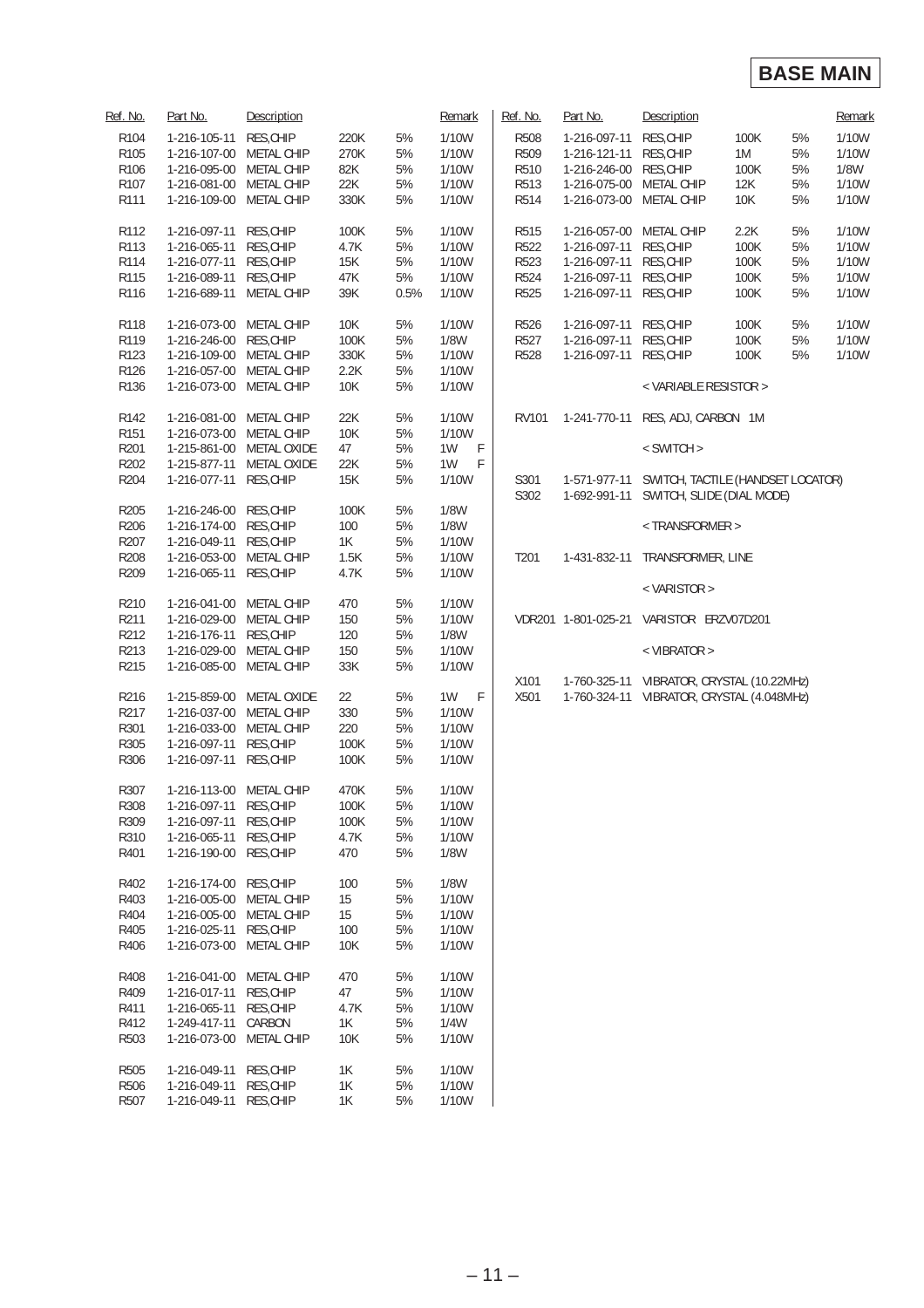# BASE MAIN

| Ref. No. | Part No. | Description | | | Remark |
|---|---|---|---|---|---|
| R104 | 1-216-105-11 | RES,CHIP | 220K | 5% | 1/10W |
| R105 | 1-216-107-00 | METAL CHIP | 270K | 5% | 1/10W |
| R106 | 1-216-095-00 | METAL CHIP | 82K | 5% | 1/10W |
| R107 | 1-216-081-00 | METAL CHIP | 22K | 5% | 1/10W |
| R111 | 1-216-109-00 | METAL CHIP | 330K | 5% | 1/10W |
| R112 | 1-216-097-11 | RES,CHIP | 100K | 5% | 1/10W |
| R113 | 1-216-065-11 | RES,CHIP | 4.7K | 5% | 1/10W |
| R114 | 1-216-077-11 | RES,CHIP | 15K | 5% | 1/10W |
| R115 | 1-216-089-11 | RES,CHIP | 47K | 5% | 1/10W |
| R116 | 1-216-689-11 | METAL CHIP | 39K | 0.5% | 1/10W |
| R118 | 1-216-073-00 | METAL CHIP | 10K | 5% | 1/10W |
| R119 | 1-216-246-00 | RES,CHIP | 100K | 5% | 1/8W |
| R123 | 1-216-109-00 | METAL CHIP | 330K | 5% | 1/10W |
| R126 | 1-216-057-00 | METAL CHIP | 2.2K | 5% | 1/10W |
| R136 | 1-216-073-00 | METAL CHIP | 10K | 5% | 1/10W |
| R142 | 1-216-081-00 | METAL CHIP | 22K | 5% | 1/10W |
| R151 | 1-216-073-00 | METAL CHIP | 10K | 5% | 1/10W |
| R201 | 1-215-861-00 | METAL OXIDE | 47 | 5% | 1W F |
| R202 | 1-215-877-11 | METAL OXIDE | 22K | 5% | 1W F |
| R204 | 1-216-077-11 | RES,CHIP | 15K | 5% | 1/10W |
| R205 | 1-216-246-00 | RES,CHIP | 100K | 5% | 1/8W |
| R206 | 1-216-174-00 | RES,CHIP | 100 | 5% | 1/8W |
| R207 | 1-216-049-11 | RES,CHIP | 1K | 5% | 1/10W |
| R208 | 1-216-053-00 | METAL CHIP | 1.5K | 5% | 1/10W |
| R209 | 1-216-065-11 | RES,CHIP | 4.7K | 5% | 1/10W |
| R210 | 1-216-041-00 | METAL CHIP | 470 | 5% | 1/10W |
| R211 | 1-216-029-00 | METAL CHIP | 150 | 5% | 1/10W |
| R212 | 1-216-176-11 | RES,CHIP | 120 | 5% | 1/8W |
| R213 | 1-216-029-00 | METAL CHIP | 150 | 5% | 1/10W |
| R215 | 1-216-085-00 | METAL CHIP | 33K | 5% | 1/10W |
| R216 | 1-215-859-00 | METAL OXIDE | 22 | 5% | 1W F |
| R217 | 1-216-037-00 | METAL CHIP | 330 | 5% | 1/10W |
| R301 | 1-216-033-00 | METAL CHIP | 220 | 5% | 1/10W |
| R305 | 1-216-097-11 | RES,CHIP | 100K | 5% | 1/10W |
| R306 | 1-216-097-11 | RES,CHIP | 100K | 5% | 1/10W |
| R307 | 1-216-113-00 | METAL CHIP | 470K | 5% | 1/10W |
| R308 | 1-216-097-11 | RES,CHIP | 100K | 5% | 1/10W |
| R309 | 1-216-097-11 | RES,CHIP | 100K | 5% | 1/10W |
| R310 | 1-216-065-11 | RES,CHIP | 4.7K | 5% | 1/10W |
| R401 | 1-216-190-00 | RES,CHIP | 470 | 5% | 1/8W |
| R402 | 1-216-174-00 | RES,CHIP | 100 | 5% | 1/8W |
| R403 | 1-216-005-00 | METAL CHIP | 15 | 5% | 1/10W |
| R404 | 1-216-005-00 | METAL CHIP | 15 | 5% | 1/10W |
| R405 | 1-216-025-11 | RES,CHIP | 100 | 5% | 1/10W |
| R406 | 1-216-073-00 | METAL CHIP | 10K | 5% | 1/10W |
| R408 | 1-216-041-00 | METAL CHIP | 470 | 5% | 1/10W |
| R409 | 1-216-017-11 | RES,CHIP | 47 | 5% | 1/10W |
| R411 | 1-216-065-11 | RES,CHIP | 4.7K | 5% | 1/10W |
| R412 | 1-249-417-11 | CARBON | 1K | 5% | 1/4W |
| R503 | 1-216-073-00 | METAL CHIP | 10K | 5% | 1/10W |
| R505 | 1-216-049-11 | RES,CHIP | 1K | 5% | 1/10W |
| R506 | 1-216-049-11 | RES,CHIP | 1K | 5% | 1/10W |
| R507 | 1-216-049-11 | RES,CHIP | 1K | 5% | 1/10W |
| R508 | 1-216-097-11 | RES,CHIP | 100K | 5% | 1/10W |
| R509 | 1-216-121-11 | RES,CHIP | 1M | 5% | 1/10W |
| R510 | 1-216-246-00 | RES,CHIP | 100K | 5% | 1/8W |
| R513 | 1-216-075-00 | METAL CHIP | 12K | 5% | 1/10W |
| R514 | 1-216-073-00 | METAL CHIP | 10K | 5% | 1/10W |
| R515 | 1-216-057-00 | METAL CHIP | 2.2K | 5% | 1/10W |
| R522 | 1-216-097-11 | RES,CHIP | 100K | 5% | 1/10W |
| R523 | 1-216-097-11 | RES,CHIP | 100K | 5% | 1/10W |
| R524 | 1-216-097-11 | RES,CHIP | 100K | 5% | 1/10W |
| R525 | 1-216-097-11 | RES,CHIP | 100K | 5% | 1/10W |
| R526 | 1-216-097-11 | RES,CHIP | 100K | 5% | 1/10W |
| R527 | 1-216-097-11 | RES,CHIP | 100K | 5% | 1/10W |
| R528 | 1-216-097-11 | RES,CHIP | 100K | 5% | 1/10W |
| | | < VARIABLE RESISTOR > | | | |
| RV101 | 1-241-770-11 | RES, ADJ, CARBON 1M | | | |
| | | < SWITCH > | | | |
| S301 | 1-571-977-11 | SWITCH, TACTILE (HANDSET LOCATOR) | | | |
| S302 | 1-692-991-11 | SWITCH, SLIDE (DIAL MODE) | | | |
| | | < TRANSFORMER > | | | |
| T201 | 1-431-832-11 | TRANSFORMER, LINE | | | |
| | | < VARISTOR > | | | |
| VDR201 | 1-801-025-21 | VARISTOR ERZV07D201 | | | |
| | | < VIBRATOR > | | | |
| X101 | 1-760-325-11 | VIBRATOR, CRYSTAL (10.22MHz) | | | |
| X501 | 1-760-324-11 | VIBRATOR, CRYSTAL (4.048MHz) | | | |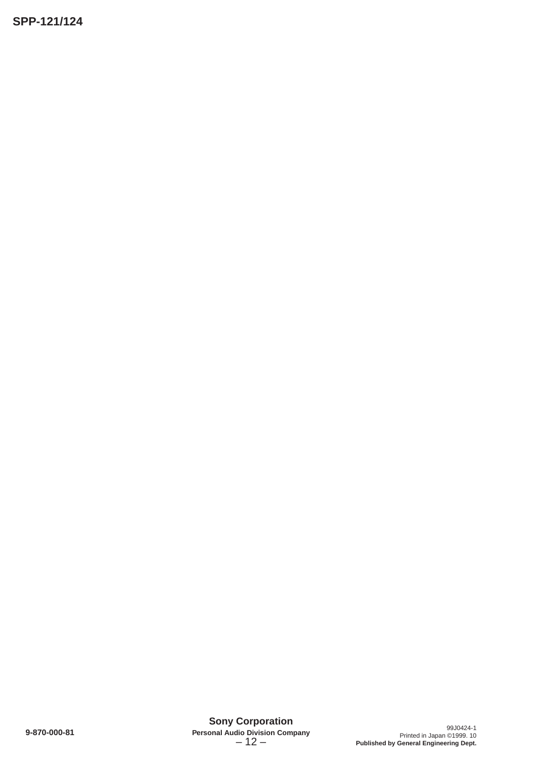9-870-000-81

**Sony Corporation**

**Personal Audio Division Company**

99J0424-1

Printed in Japan ©1999. 10

**Published by General Engineering Dept.**